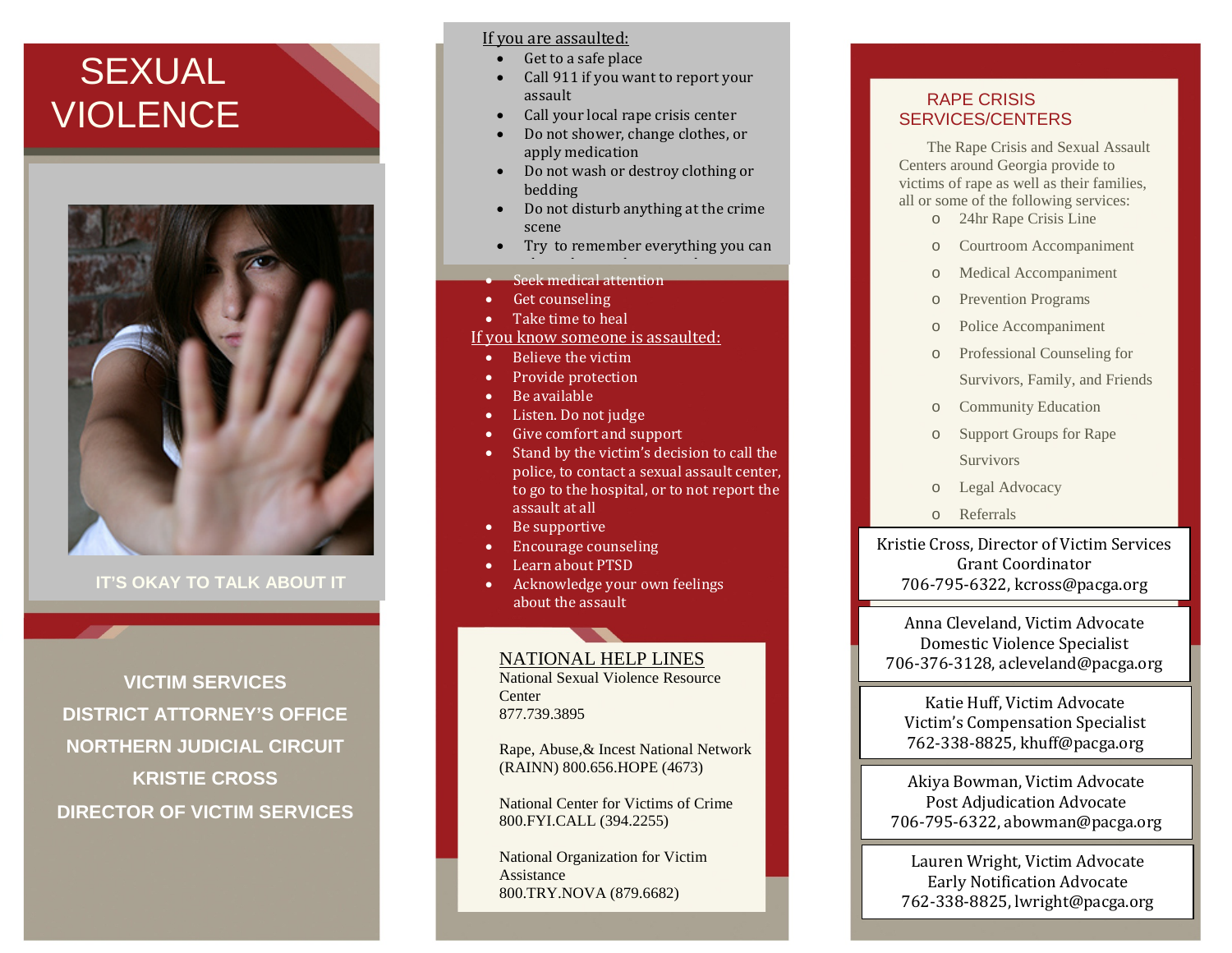# SEXUAL VIOLENCE

IT'S OKAY TO TALK ABOUT IT

**VICTIM SERVICES**

**DISTRICT ATTORNEY'S OFFICE**

**NORTHERN JUDICIAL CIRCUIT**

**KRISTIE CROSS**

**DIRECTOR OF VICTIM SERVICES**

If you are assaulted:

- Get to a safe place
- Call 911 if you want to report your assault
- Call your local rape crisis center
- Do not shower, change clothes, or apply medication
- Do not wash or destroy clothing or bedding
- Do not disturb anything at the crime scene
- Try to remember everything you can
- Seek medical attention
- Get counseling
- Take time to heal

If you know someone is assaulted:

- Believe the victim
- Provide protection
- Be available
- Listen. Do not judge
- Give comfort and support
- Stand by the victim's decision to call the police, to contact a sexual assault center, to go to the hospital, or to not report the assault at all
- Be supportive
- Encourage counseling
- Learn about PTSD
- Acknowledge your own feelings about the assault

## NATIONAL HELP LINES

National Sexual Violence Resource Center
877.739.3895

Rape, Abuse,& Incest National Network (RAINN) 800.656.HOPE (4673)

National Center for Victims of Crime
800.FYI.CALL (394.2255)

National Organization for Victim Assistance
800.TRY.NOVA (879.6682)

## RAPE CRISIS SERVICES/CENTERS

The Rape Crisis and Sexual Assault Centers around Georgia provide to victims of rape as well as their families, all or some of the following services:

- 24hr Rape Crisis Line
- Courtroom Accompaniment
- Medical Accompaniment
- Prevention Programs
- Police Accompaniment
- Professional Counseling for Survivors, Family, and Friends
- Community Education
- Support Groups for Rape Survivors
- Legal Advocacy
- Referrals

Kristie Cross, Director of Victim Services
Grant Coordinator
706-795-6322, kcross@pacga.org

Anna Cleveland, Victim Advocate
Domestic Violence Specialist
706-376-3128, acleveland@pacga.org

Katie Huff, Victim Advocate
Victim's Compensation Specialist
762-338-8825, khuff@pacga.org

Akiya Bowman, Victim Advocate
Post Adjudication Advocate
706-795-6322, abowman@pacga.org

Lauren Wright, Victim Advocate
Early Notification Advocate
762-338-8825, lwright@pacga.org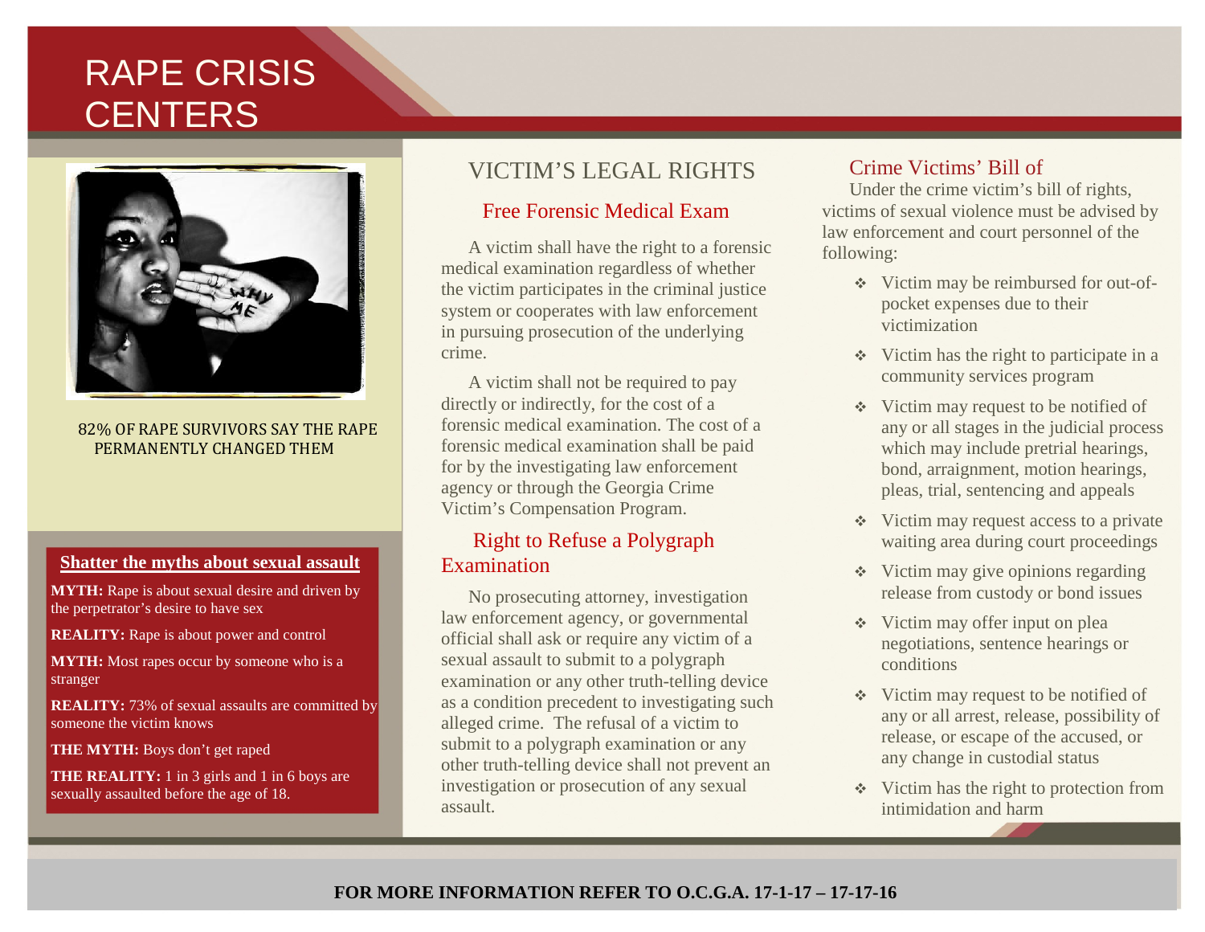# RAPE CRISIS CENTERS

82% OF RAPE SURVIVORS SAY THE RAPE PERMANENTLY CHANGED THEM

**Shatter the myths about sexual assault**

**MYTH:** Rape is about sexual desire and driven by the perpetrator's desire to have sex

**REALITY:** Rape is about power and control

**MYTH:** Most rapes occur by someone who is a stranger

**REALITY:** 73% of sexual assaults are committed by someone the victim knows

**THE MYTH:** Boys don't get raped

**THE REALITY:** 1 in 3 girls and 1 in 6 boys are sexually assaulted before the age of 18.

## VICTIM'S LEGAL RIGHTS

### Free Forensic Medical Exam

A victim shall have the right to a forensic medical examination regardless of whether the victim participates in the criminal justice system or cooperates with law enforcement in pursuing prosecution of the underlying crime.

A victim shall not be required to pay directly or indirectly, for the cost of a forensic medical examination. The cost of a forensic medical examination shall be paid for by the investigating law enforcement agency or through the Georgia Crime Victim's Compensation Program.

### Right to Refuse a Polygraph Examination

No prosecuting attorney, investigation law enforcement agency, or governmental official shall ask or require any victim of a sexual assault to submit to a polygraph examination or any other truth-telling device as a condition precedent to investigating such alleged crime. The refusal of a victim to submit to a polygraph examination or any other truth-telling device shall not prevent an investigation or prosecution of any sexual assault.

### Crime Victims' Bill of

Under the crime victim's bill of rights, victims of sexual violence must be advised by law enforcement and court personnel of the following:

- Victim may be reimbursed for out-of-pocket expenses due to their victimization
- Victim has the right to participate in a community services program
- Victim may request to be notified of any or all stages in the judicial process which may include pretrial hearings, bond, arraignment, motion hearings, pleas, trial, sentencing and appeals
- Victim may request access to a private waiting area during court proceedings
- Victim may give opinions regarding release from custody or bond issues
- Victim may offer input on plea negotiations, sentence hearings or conditions
- Victim may request to be notified of any or all arrest, release, possibility of release, or escape of the accused, or any change in custodial status
- Victim has the right to protection from intimidation and harm

**FOR MORE INFORMATION REFER TO O.C.G.A. 17-1-17 – 17-17-16**